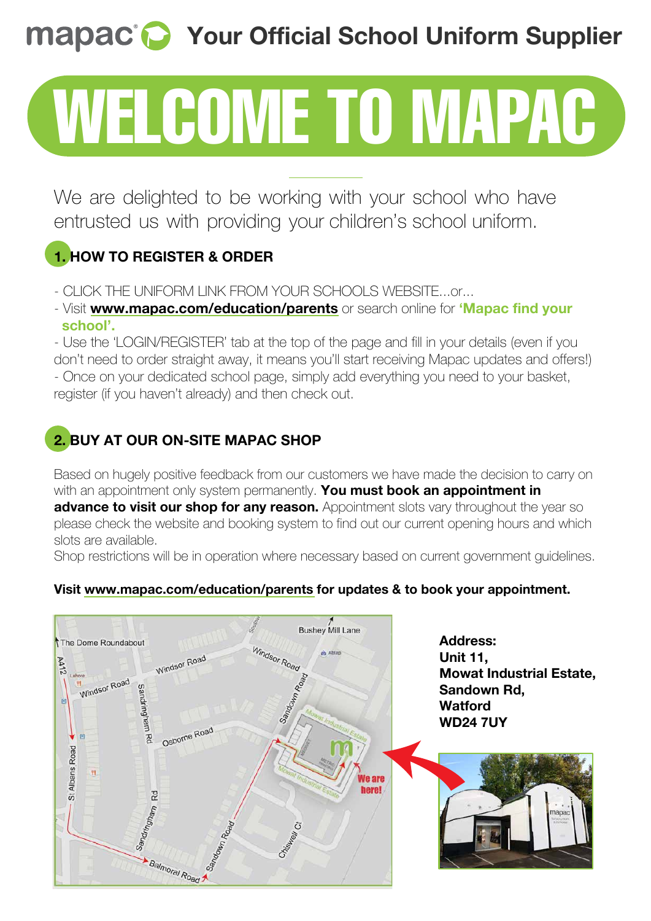mapac® **Your Official School Uniform Supplier**

# WELCOME TO MAPAC

We are delighted to be working with your school who have entrusted us with providing your children's school uniform.

## 1. HOW TO REGISTER & ORDER

- CLICK THE UNIFORM LINK FROM YOUR SCHOOLS WEBSITE...or...
- Visit **www.mapac.com/education/parents** or search online for **'Mapac find your school'.**
- Use the 'LOGIN/REGISTER' tab at the top of the page and fill in your details (even if you don't need to order straight away, it means you'll start receiving Mapac updates and offers!)
- Once on your dedicated school page, simply add everything you need to your basket, register (if you haven't already) and then check out.

## 2. BUY AT OUR ON-SITE MAPAC SHOP

Based on hugely positive feedback from our customers we have made the decision to carry on with an appointment only system permanently. **You must book an appointment in advance to visit our shop for any reason.** Appointment slots vary throughout the year so please check the website and booking system to find out our current opening hours and which slots are available.

Shop restrictions will be in operation where necessary based on current government guidelines.

**Visit www.mapac.com/education/parents for updates & to book your appointment.**

**Address:**
**Unit 11,**
**Mowat Industrial Estate,**
**Sandown Rd,**
**Watford**
**WD24 7UY**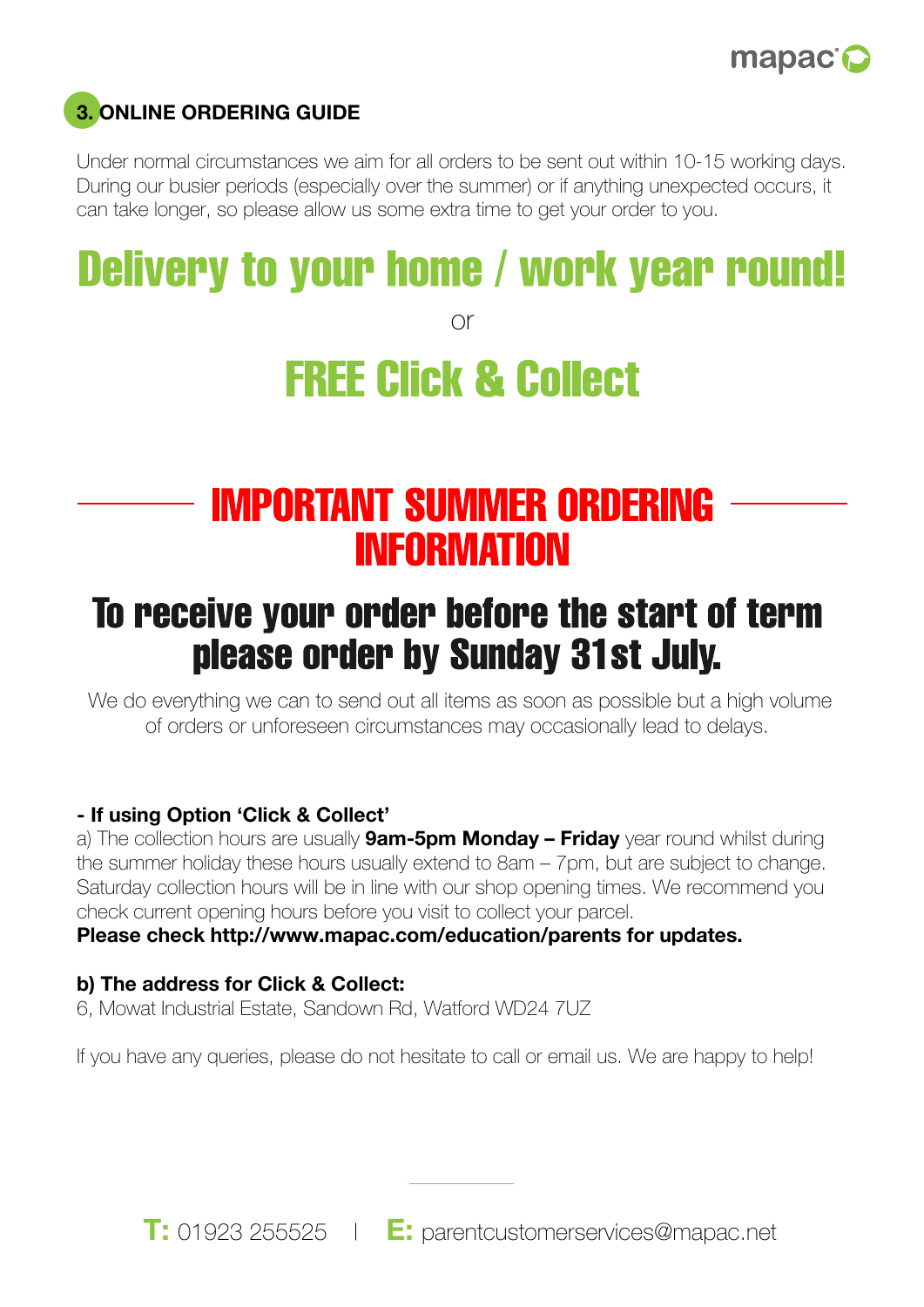## 3. ONLINE ORDERING GUIDE

Under normal circumstances we aim for all orders to be sent out within 10-15 working days. During our busier periods (especially over the summer) or if anything unexpected occurs, it can take longer, so please allow us some extra time to get your order to you.

# Delivery to your home / work year round!

or

# FREE Click & Collect

## IMPORTANT SUMMER ORDERING INFORMATION

## To receive your order before the start of term please order by Sunday 31st July.

We do everything we can to send out all items as soon as possible but a high volume of orders or unforeseen circumstances may occasionally lead to delays.

**- If using Option 'Click & Collect'**

a) The collection hours are usually **9am-5pm Monday – Friday** year round whilst during the summer holiday these hours usually extend to 8am – 7pm, but are subject to change. Saturday collection hours will be in line with our shop opening times. We recommend you check current opening hours before you visit to collect your parcel.

**Please check http://www.mapac.com/education/parents for updates.**

**b) The address for Click & Collect:**

6, Mowat Industrial Estate, Sandown Rd, Watford WD24 7UZ

If you have any queries, please do not hesitate to call or email us. We are happy to help!

**T:** 01923 255525 | **E:** parentcustomerservices@mapac.net